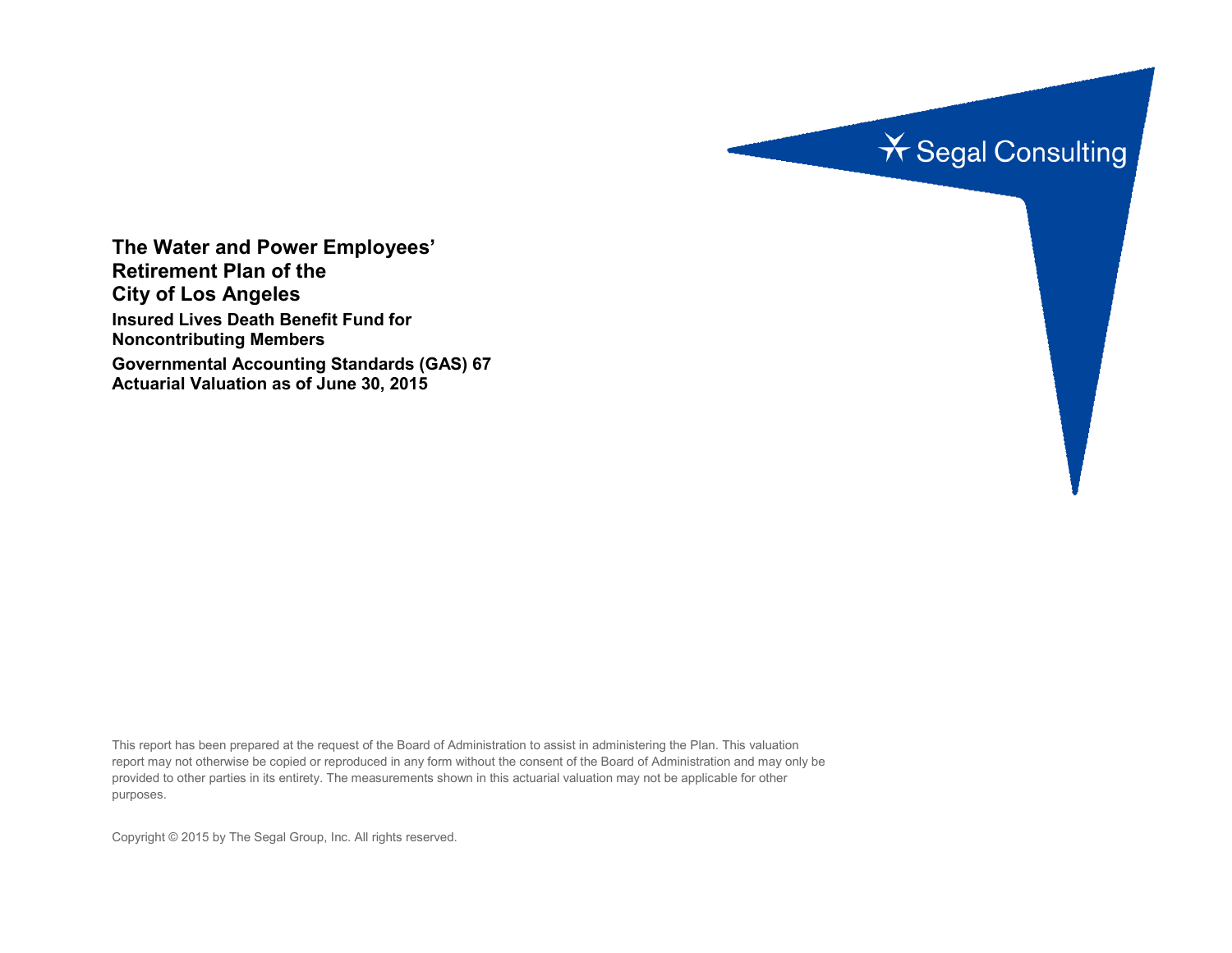Segal Consulting

# The Water and Power Employees' Retirement Plan of the City of Los Angeles

## Insured Lives Death Benefit Fund for Noncontributing Members

## Governmental Accounting Standards (GAS) 67 Actuarial Valuation as of June 30, 2015

This report has been prepared at the request of the Board of Administration to assist in administering the Plan. This valuation report may not otherwise be copied or reproduced in any form without the consent of the Board of Administration and may only be provided to other parties in its entirety. The measurements shown in this actuarial valuation may not be applicable for other purposes.

Copyright © 2015 by The Segal Group, Inc. All rights reserved.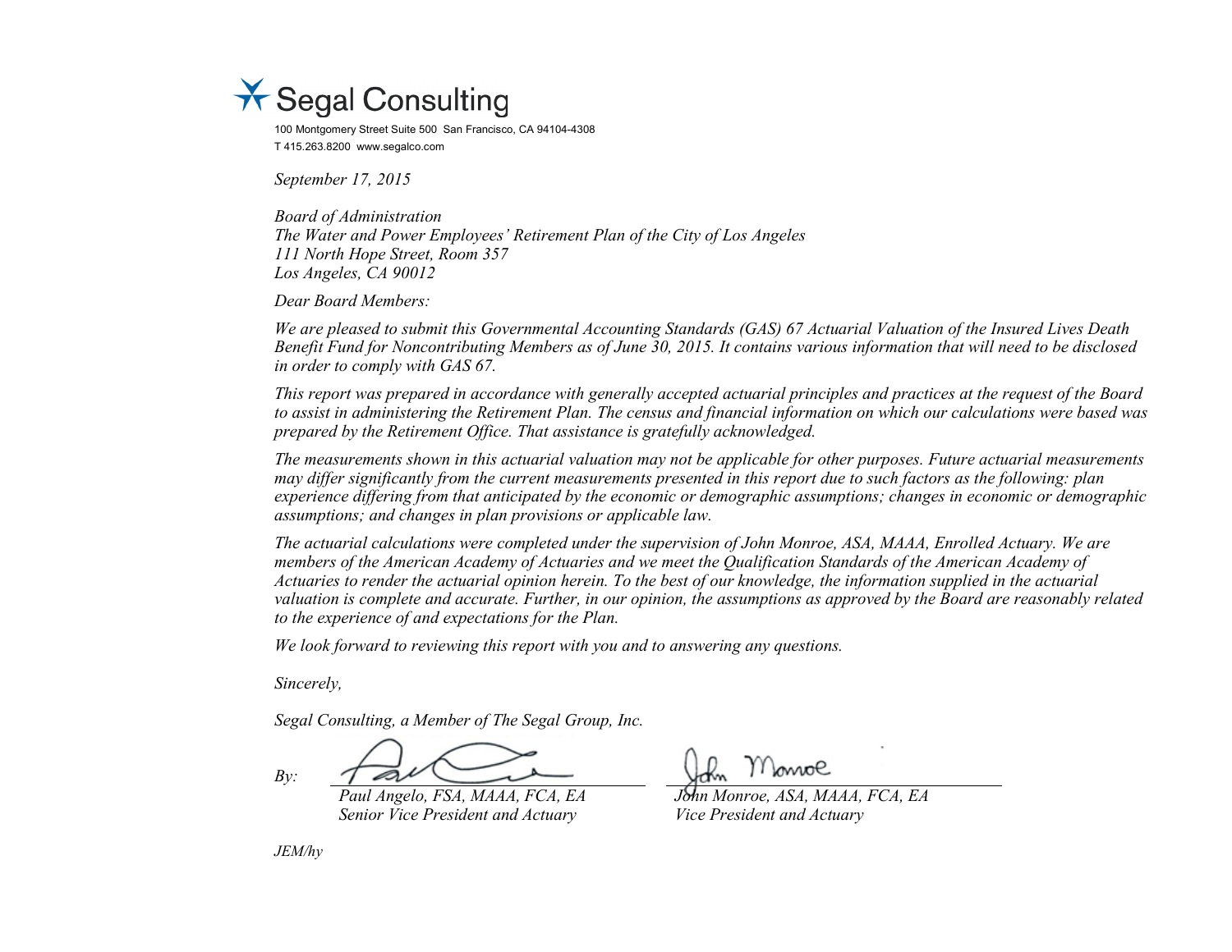Segal Consulting

100 Montgomery Street Suite 500 San Francisco, CA 94104-4308
T 415.263.8200 www.segalco.com

*September 17, 2015*

*Board of Administration*
*The Water and Power Employees' Retirement Plan of the City of Los Angeles*
*111 North Hope Street, Room 357*
*Los Angeles, CA 90012*

*Dear Board Members:*

*We are pleased to submit this Governmental Accounting Standards (GAS) 67 Actuarial Valuation of the Insured Lives Death Benefit Fund for Noncontributing Members as of June 30, 2015. It contains various information that will need to be disclosed in order to comply with GAS 67.*

*This report was prepared in accordance with generally accepted actuarial principles and practices at the request of the Board to assist in administering the Retirement Plan. The census and financial information on which our calculations were based was prepared by the Retirement Office. That assistance is gratefully acknowledged.*

*The measurements shown in this actuarial valuation may not be applicable for other purposes. Future actuarial measurements may differ significantly from the current measurements presented in this report due to such factors as the following: plan experience differing from that anticipated by the economic or demographic assumptions; changes in economic or demographic assumptions; and changes in plan provisions or applicable law.*

*The actuarial calculations were completed under the supervision of John Monroe, ASA, MAAA, Enrolled Actuary. We are members of the American Academy of Actuaries and we meet the Qualification Standards of the American Academy of Actuaries to render the actuarial opinion herein. To the best of our knowledge, the information supplied in the actuarial valuation is complete and accurate. Further, in our opinion, the assumptions as approved by the Board are reasonably related to the experience of and expectations for the Plan.*

*We look forward to reviewing this report with you and to answering any questions.*

*Sincerely,*

*Segal Consulting, a Member of The Segal Group, Inc.*

*By:*

*Paul Angelo, FSA, MAAA, FCA, EA*
*Senior Vice President and Actuary*

*John Monroe, ASA, MAAA, FCA, EA*
*Vice President and Actuary*

*JEM/hy*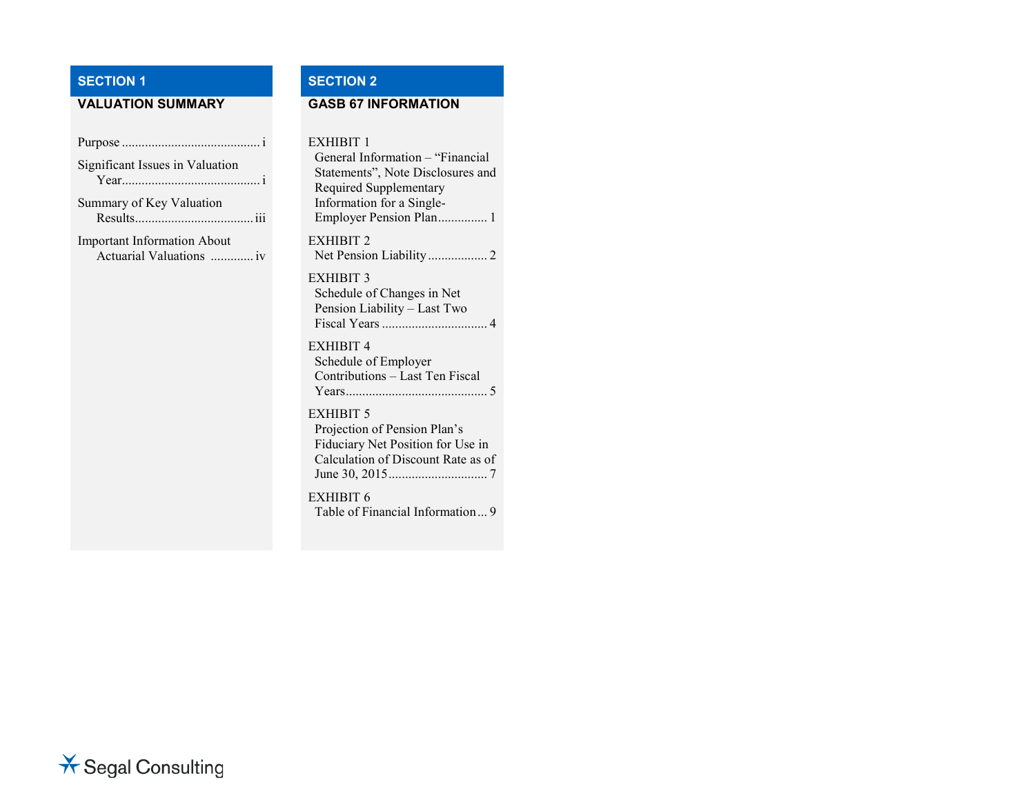## SECTION 1

### VALUATION SUMMARY

Purpose ........................................ i

Significant Issues in Valuation Year........................................ i

Summary of Key Valuation Results.................................... iii

Important Information About Actuarial Valuations ............. iv

## SECTION 2

### GASB 67 INFORMATION

EXHIBIT 1
General Information – "Financial Statements", Note Disclosures and Required Supplementary Information for a Single-Employer Pension Plan............... 1

EXHIBIT 2
Net Pension Liability.................. 2

EXHIBIT 3
Schedule of Changes in Net Pension Liability – Last Two Fiscal Years ............................... 4

EXHIBIT 4
Schedule of Employer Contributions – Last Ten Fiscal Years.......................................... 5

EXHIBIT 5
Projection of Pension Plan's Fiduciary Net Position for Use in Calculation of Discount Rate as of June 30, 2015............................. 7

EXHIBIT 6
Table of Financial Information... 9

Segal Consulting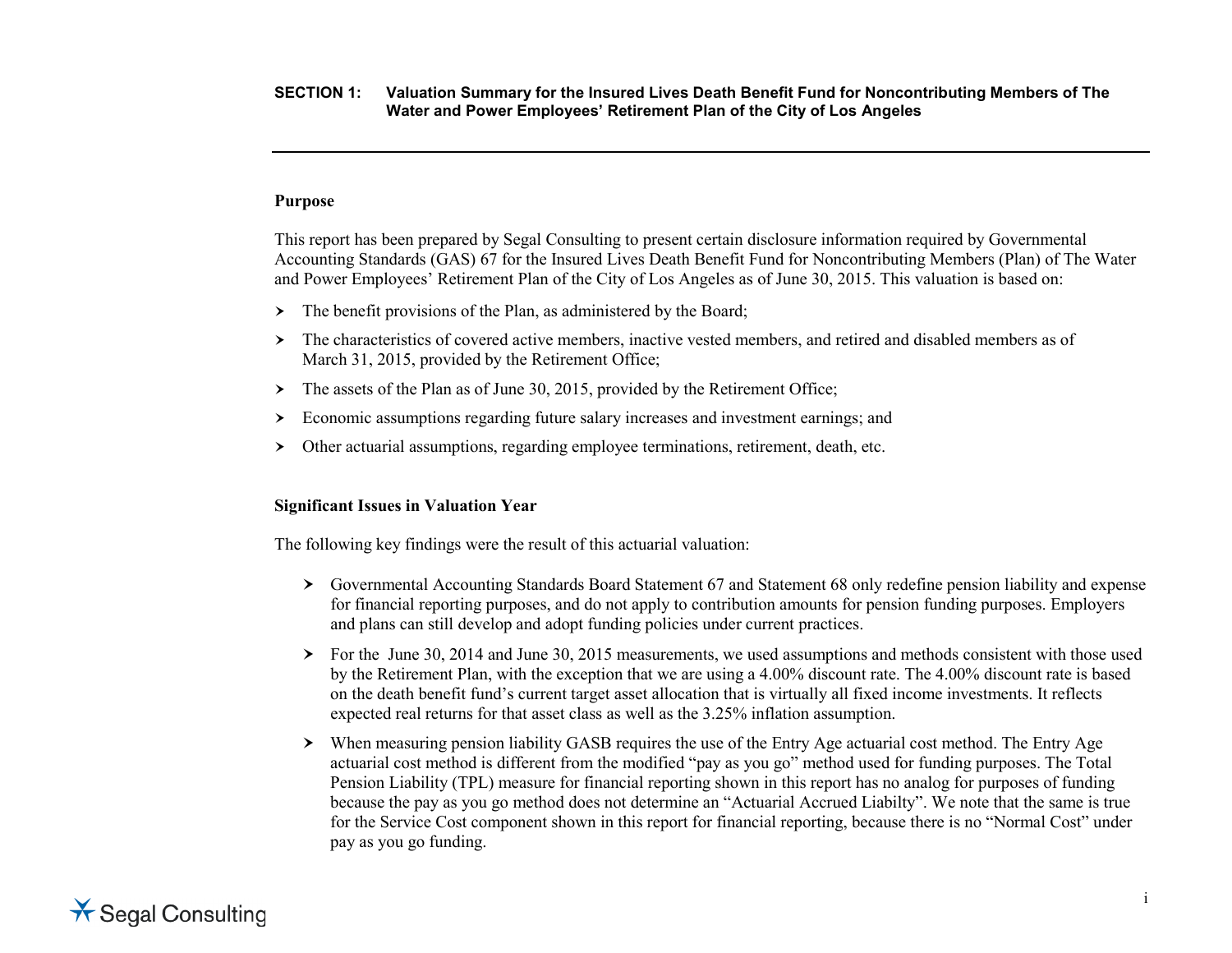**SECTION 1: Valuation Summary for the Insured Lives Death Benefit Fund for Noncontributing Members of The Water and Power Employees' Retirement Plan of the City of Los Angeles**

### Purpose

This report has been prepared by Segal Consulting to present certain disclosure information required by Governmental Accounting Standards (GAS) 67 for the Insured Lives Death Benefit Fund for Noncontributing Members (Plan) of The Water and Power Employees' Retirement Plan of the City of Los Angeles as of June 30, 2015. This valuation is based on:

- The benefit provisions of the Plan, as administered by the Board;
- The characteristics of covered active members, inactive vested members, and retired and disabled members as of March 31, 2015, provided by the Retirement Office;
- The assets of the Plan as of June 30, 2015, provided by the Retirement Office;
- Economic assumptions regarding future salary increases and investment earnings; and
- Other actuarial assumptions, regarding employee terminations, retirement, death, etc.

### Significant Issues in Valuation Year

The following key findings were the result of this actuarial valuation:

- Governmental Accounting Standards Board Statement 67 and Statement 68 only redefine pension liability and expense for financial reporting purposes, and do not apply to contribution amounts for pension funding purposes. Employers and plans can still develop and adopt funding policies under current practices.
- For the June 30, 2014 and June 30, 2015 measurements, we used assumptions and methods consistent with those used by the Retirement Plan, with the exception that we are using a 4.00% discount rate. The 4.00% discount rate is based on the death benefit fund's current target asset allocation that is virtually all fixed income investments. It reflects expected real returns for that asset class as well as the 3.25% inflation assumption.
- When measuring pension liability GASB requires the use of the Entry Age actuarial cost method. The Entry Age actuarial cost method is different from the modified "pay as you go" method used for funding purposes. The Total Pension Liability (TPL) measure for financial reporting shown in this report has no analog for purposes of funding because the pay as you go method does not determine an "Actuarial Accrued Liabilty". We note that the same is true for the Service Cost component shown in this report for financial reporting, because there is no "Normal Cost" under pay as you go funding.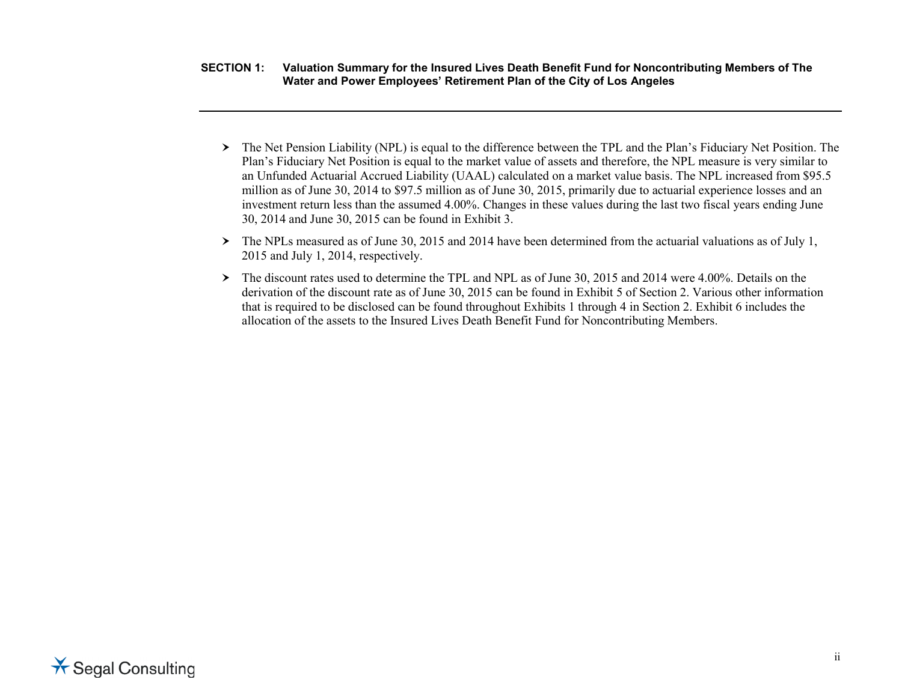**SECTION 1: Valuation Summary for the Insured Lives Death Benefit Fund for Noncontributing Members of The Water and Power Employees' Retirement Plan of the City of Los Angeles**

- The Net Pension Liability (NPL) is equal to the difference between the TPL and the Plan's Fiduciary Net Position. The Plan's Fiduciary Net Position is equal to the market value of assets and therefore, the NPL measure is very similar to an Unfunded Actuarial Accrued Liability (UAAL) calculated on a market value basis. The NPL increased from $95.5 million as of June 30, 2014 to $97.5 million as of June 30, 2015, primarily due to actuarial experience losses and an investment return less than the assumed 4.00%. Changes in these values during the last two fiscal years ending June 30, 2014 and June 30, 2015 can be found in Exhibit 3.
- The NPLs measured as of June 30, 2015 and 2014 have been determined from the actuarial valuations as of July 1, 2015 and July 1, 2014, respectively.
- The discount rates used to determine the TPL and NPL as of June 30, 2015 and 2014 were 4.00%. Details on the derivation of the discount rate as of June 30, 2015 can be found in Exhibit 5 of Section 2. Various other information that is required to be disclosed can be found throughout Exhibits 1 through 4 in Section 2. Exhibit 6 includes the allocation of the assets to the Insured Lives Death Benefit Fund for Noncontributing Members.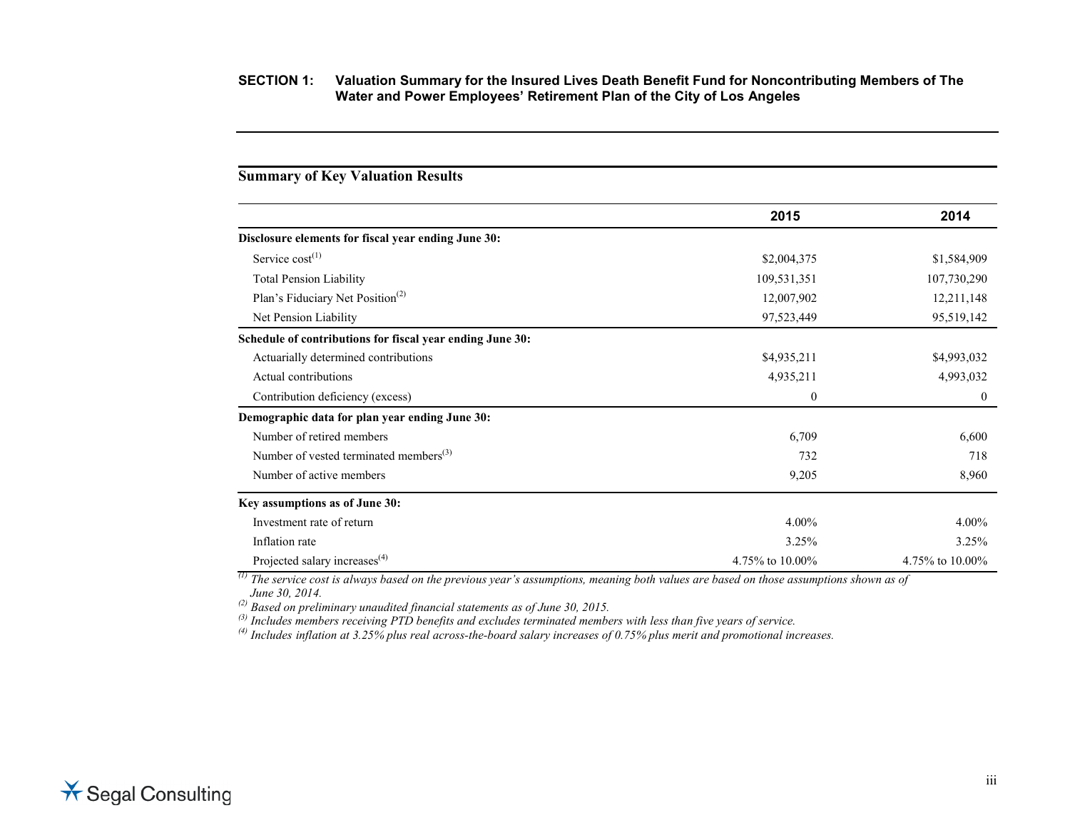## SECTION 1: Valuation Summary for the Insured Lives Death Benefit Fund for Noncontributing Members of The Water and Power Employees' Retirement Plan of the City of Los Angeles

### Summary of Key Valuation Results

| | 2015 | 2014 |
|---|---|---|
| **Disclosure elements for fiscal year ending June 30:** | | |
| Service cost[1] | $2,004,375 | $1,584,909 |
| Total Pension Liability | 109,531,351 | 107,730,290 |
| Plan's Fiduciary Net Position[2] | 12,007,902 | 12,211,148 |
| Net Pension Liability | 97,523,449 | 95,519,142 |
| **Schedule of contributions for fiscal year ending June 30:** | | |
| Actuarially determined contributions | $4,935,211 | $4,993,032 |
| Actual contributions | 4,935,211 | 4,993,032 |
| Contribution deficiency (excess) | 0 | 0 |
| **Demographic data for plan year ending June 30:** | | |
| Number of retired members | 6,709 | 6,600 |
| Number of vested terminated members[3] | 732 | 718 |
| Number of active members | 9,205 | 8,960 |
| **Key assumptions as of June 30:** | | |
| Investment rate of return | 4.00% | 4.00% |
| Inflation rate | 3.25% | 3.25% |
| Projected salary increases[4] | 4.75% to 10.00% | 4.75% to 10.00% |

*[1] The service cost is always based on the previous year's assumptions, meaning both values are based on those assumptions shown as of June 30, 2014.*
*[2] Based on preliminary unaudited financial statements as of June 30, 2015.*
*[3] Includes members receiving PTD benefits and excludes terminated members with less than five years of service.*
*[4] Includes inflation at 3.25% plus real across-the-board salary increases of 0.75% plus merit and promotional increases.*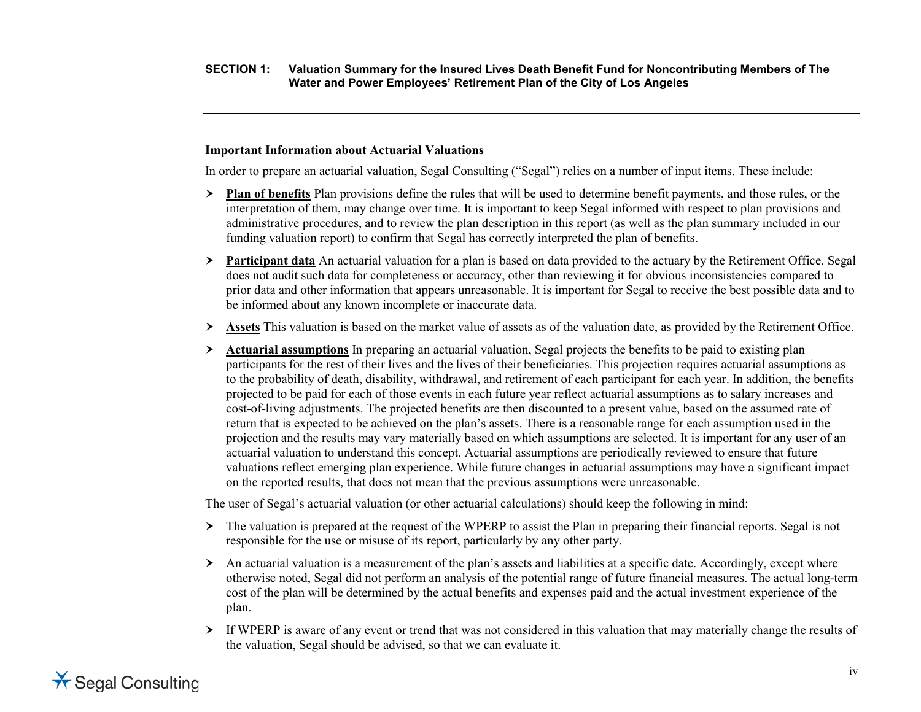**Important Information about Actuarial Valuations**

In order to prepare an actuarial valuation, Segal Consulting ("Segal") relies on a number of input items. These include:

- **Plan of benefits** Plan provisions define the rules that will be used to determine benefit payments, and those rules, or the interpretation of them, may change over time. It is important to keep Segal informed with respect to plan provisions and administrative procedures, and to review the plan description in this report (as well as the plan summary included in our funding valuation report) to confirm that Segal has correctly interpreted the plan of benefits.
- **Participant data** An actuarial valuation for a plan is based on data provided to the actuary by the Retirement Office. Segal does not audit such data for completeness or accuracy, other than reviewing it for obvious inconsistencies compared to prior data and other information that appears unreasonable. It is important for Segal to receive the best possible data and to be informed about any known incomplete or inaccurate data.
- **Assets** This valuation is based on the market value of assets as of the valuation date, as provided by the Retirement Office.
- **Actuarial assumptions** In preparing an actuarial valuation, Segal projects the benefits to be paid to existing plan participants for the rest of their lives and the lives of their beneficiaries. This projection requires actuarial assumptions as to the probability of death, disability, withdrawal, and retirement of each participant for each year. In addition, the benefits projected to be paid for each of those events in each future year reflect actuarial assumptions as to salary increases and cost-of-living adjustments. The projected benefits are then discounted to a present value, based on the assumed rate of return that is expected to be achieved on the plan's assets. There is a reasonable range for each assumption used in the projection and the results may vary materially based on which assumptions are selected. It is important for any user of an actuarial valuation to understand this concept. Actuarial assumptions are periodically reviewed to ensure that future valuations reflect emerging plan experience. While future changes in actuarial assumptions may have a significant impact on the reported results, that does not mean that the previous assumptions were unreasonable.

The user of Segal's actuarial valuation (or other actuarial calculations) should keep the following in mind:

- The valuation is prepared at the request of the WPERP to assist the Plan in preparing their financial reports. Segal is not responsible for the use or misuse of its report, particularly by any other party.
- An actuarial valuation is a measurement of the plan's assets and liabilities at a specific date. Accordingly, except where otherwise noted, Segal did not perform an analysis of the potential range of future financial measures. The actual long-term cost of the plan will be determined by the actual benefits and expenses paid and the actual investment experience of the plan.
- If WPERP is aware of any event or trend that was not considered in this valuation that may materially change the results of the valuation, Segal should be advised, so that we can evaluate it.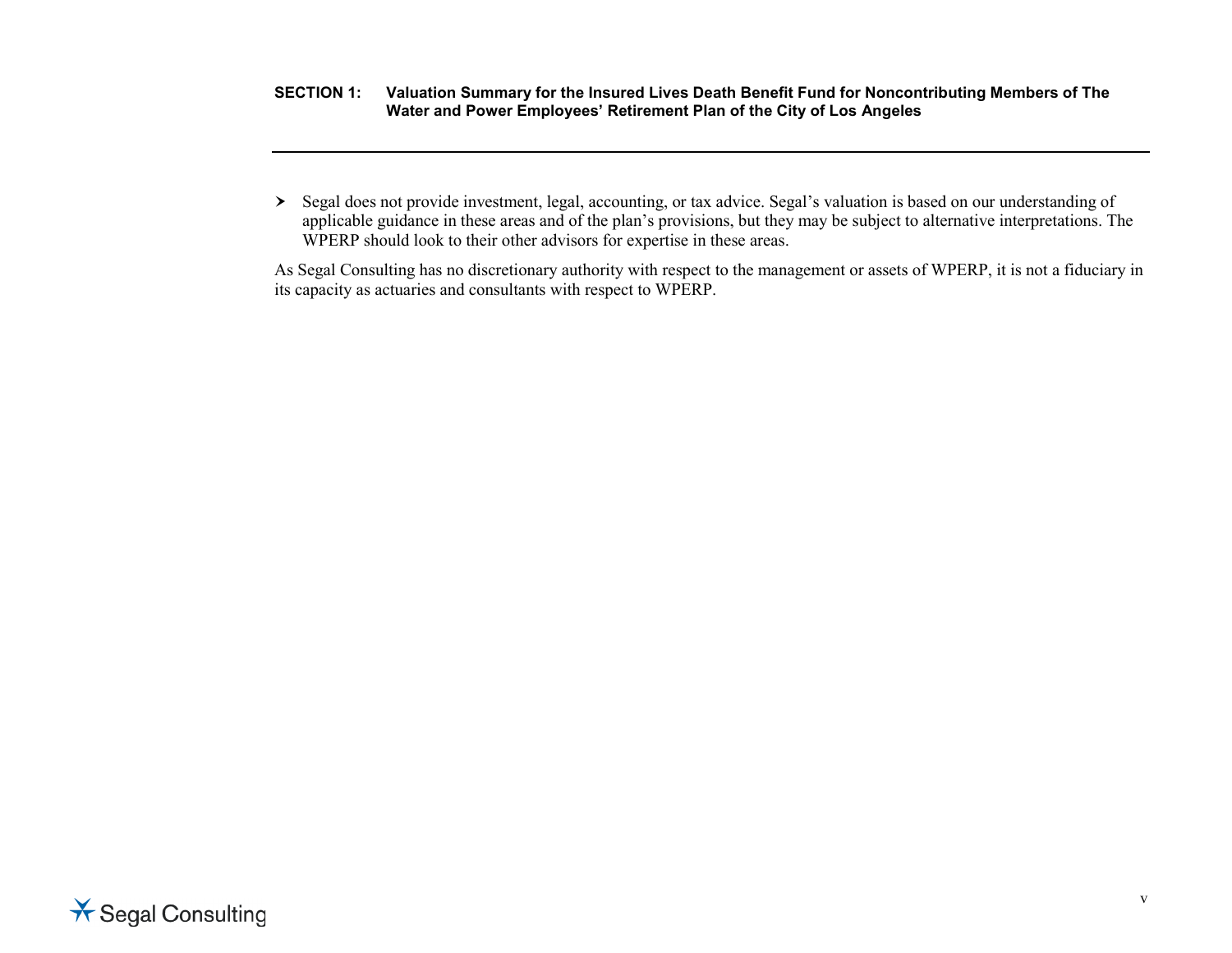- Segal does not provide investment, legal, accounting, or tax advice. Segal's valuation is based on our understanding of applicable guidance in these areas and of the plan's provisions, but they may be subject to alternative interpretations. The WPERP should look to their other advisors for expertise in these areas.

As Segal Consulting has no discretionary authority with respect to the management or assets of WPERP, it is not a fiduciary in its capacity as actuaries and consultants with respect to WPERP.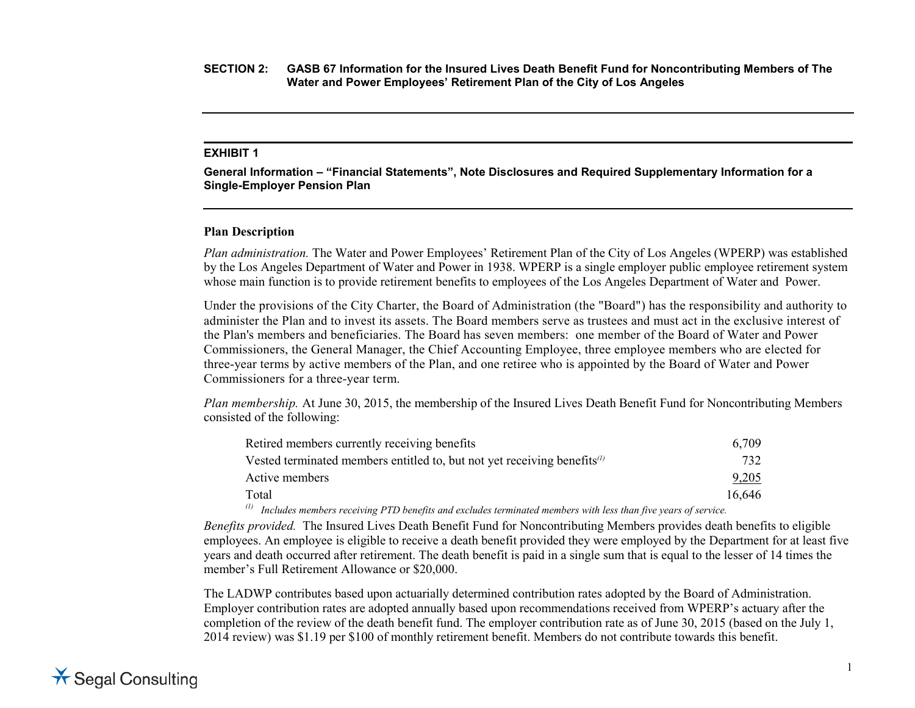**SECTION 2: GASB 67 Information for the Insured Lives Death Benefit Fund for Noncontributing Members of The Water and Power Employees' Retirement Plan of the City of Los Angeles**

## EXHIBIT 1

**General Information – "Financial Statements", Note Disclosures and Required Supplementary Information for a Single-Employer Pension Plan**

### Plan Description

*Plan administration.* The Water and Power Employees' Retirement Plan of the City of Los Angeles (WPERP) was established by the Los Angeles Department of Water and Power in 1938. WPERP is a single employer public employee retirement system whose main function is to provide retirement benefits to employees of the Los Angeles Department of Water and Power.

Under the provisions of the City Charter, the Board of Administration (the "Board") has the responsibility and authority to administer the Plan and to invest its assets. The Board members serve as trustees and must act in the exclusive interest of the Plan's members and beneficiaries. The Board has seven members: one member of the Board of Water and Power Commissioners, the General Manager, the Chief Accounting Employee, three employee members who are elected for three-year terms by active members of the Plan, and one retiree who is appointed by the Board of Water and Power Commissioners for a three-year term.

*Plan membership.* At June 30, 2015, the membership of the Insured Lives Death Benefit Fund for Noncontributing Members consisted of the following:

| | |
|---|---|
| Retired members currently receiving benefits | 6,709 |
| Vested terminated members entitled to, but not yet receiving benefits[(1)] | 732 |
| Active members | 9,205 |
| Total | 16,646 |

*[(1)] Includes members receiving PTD benefits and excludes terminated members with less than five years of service.*

*Benefits provided.* The Insured Lives Death Benefit Fund for Noncontributing Members provides death benefits to eligible employees. An employee is eligible to receive a death benefit provided they were employed by the Department for at least five years and death occurred after retirement. The death benefit is paid in a single sum that is equal to the lesser of 14 times the member's Full Retirement Allowance or $20,000.

The LADWP contributes based upon actuarially determined contribution rates adopted by the Board of Administration. Employer contribution rates are adopted annually based upon recommendations received from WPERP's actuary after the completion of the review of the death benefit fund. The employer contribution rate as of June 30, 2015 (based on the July 1, 2014 review) was $1.19 per $100 of monthly retirement benefit. Members do not contribute towards this benefit.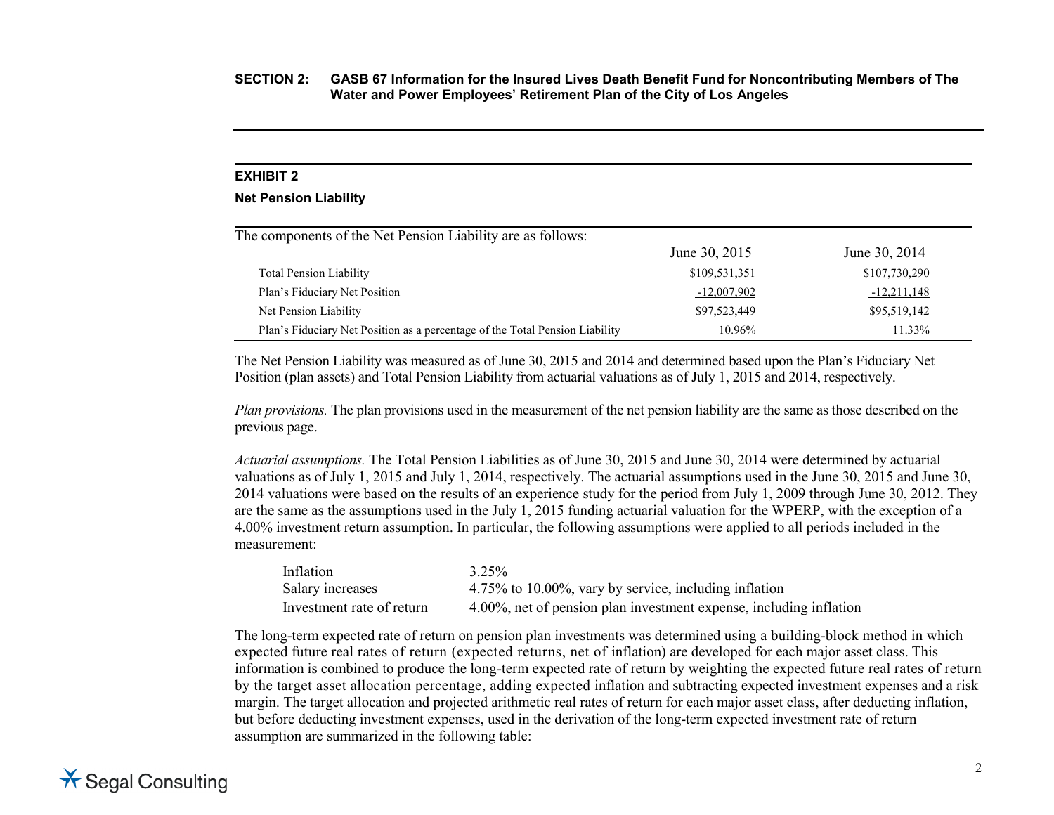**SECTION 2: GASB 67 Information for the Insured Lives Death Benefit Fund for Noncontributing Members of The Water and Power Employees' Retirement Plan of the City of Los Angeles**

## EXHIBIT 2

### Net Pension Liability

The components of the Net Pension Liability are as follows:

| | June 30, 2015 | June 30, 2014 |
|---|---|---|
| Total Pension Liability | $109,531,351 | $107,730,290 |
| Plan's Fiduciary Net Position | -12,007,902 | -12,211,148 |
| Net Pension Liability | $97,523,449 | $95,519,142 |
| Plan's Fiduciary Net Position as a percentage of the Total Pension Liability | 10.96% | 11.33% |

The Net Pension Liability was measured as of June 30, 2015 and 2014 and determined based upon the Plan's Fiduciary Net Position (plan assets) and Total Pension Liability from actuarial valuations as of July 1, 2015 and 2014, respectively.

*Plan provisions.* The plan provisions used in the measurement of the net pension liability are the same as those described on the previous page.

*Actuarial assumptions.* The Total Pension Liabilities as of June 30, 2015 and June 30, 2014 were determined by actuarial valuations as of July 1, 2015 and July 1, 2014, respectively. The actuarial assumptions used in the June 30, 2015 and June 30, 2014 valuations were based on the results of an experience study for the period from July 1, 2009 through June 30, 2012. They are the same as the assumptions used in the July 1, 2015 funding actuarial valuation for the WPERP, with the exception of a 4.00% investment return assumption. In particular, the following assumptions were applied to all periods included in the measurement:

| | |
|---|---|
| Inflation | 3.25% |
| Salary increases | 4.75% to 10.00%, vary by service, including inflation |
| Investment rate of return | 4.00%, net of pension plan investment expense, including inflation |

The long-term expected rate of return on pension plan investments was determined using a building-block method in which expected future real rates of return (expected returns, net of inflation) are developed for each major asset class. This information is combined to produce the long-term expected rate of return by weighting the expected future real rates of return by the target asset allocation percentage, adding expected inflation and subtracting expected investment expenses and a risk margin. The target allocation and projected arithmetic real rates of return for each major asset class, after deducting inflation, but before deducting investment expenses, used in the derivation of the long-term expected investment rate of return assumption are summarized in the following table: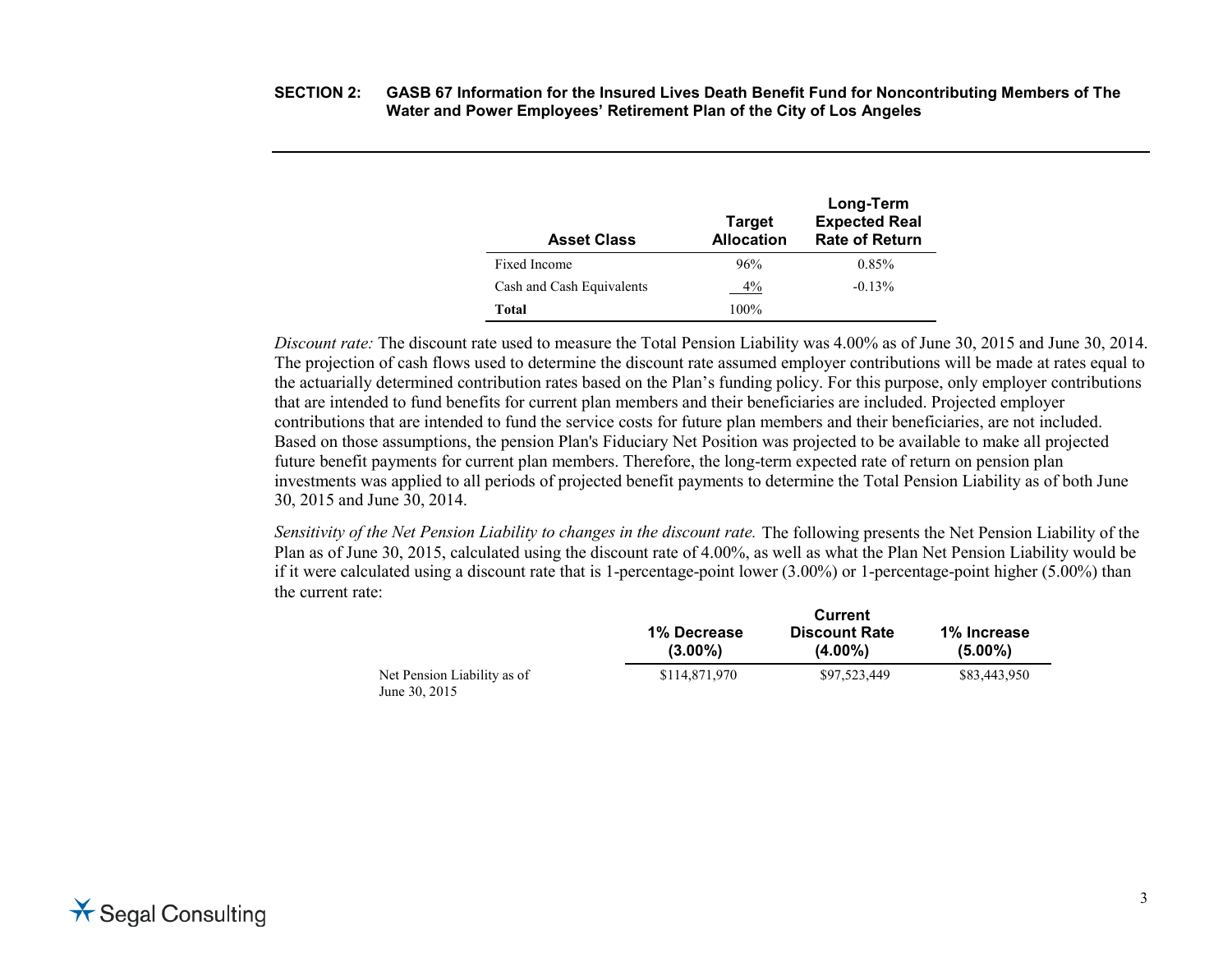| Asset Class | Target Allocation | Long-Term Expected Real Rate of Return |
|---|---|---|
| Fixed Income | 96% | 0.85% |
| Cash and Cash Equivalents | 4% | -0.13% |
| **Total** | 100% | |

*Discount rate:* The discount rate used to measure the Total Pension Liability was 4.00% as of June 30, 2015 and June 30, 2014. The projection of cash flows used to determine the discount rate assumed employer contributions will be made at rates equal to the actuarially determined contribution rates based on the Plan's funding policy. For this purpose, only employer contributions that are intended to fund benefits for current plan members and their beneficiaries are included. Projected employer contributions that are intended to fund the service costs for future plan members and their beneficiaries, are not included. Based on those assumptions, the pension Plan's Fiduciary Net Position was projected to be available to make all projected future benefit payments for current plan members. Therefore, the long-term expected rate of return on pension plan investments was applied to all periods of projected benefit payments to determine the Total Pension Liability as of both June 30, 2015 and June 30, 2014.

*Sensitivity of the Net Pension Liability to changes in the discount rate.* The following presents the Net Pension Liability of the Plan as of June 30, 2015, calculated using the discount rate of 4.00%, as well as what the Plan Net Pension Liability would be if it were calculated using a discount rate that is 1-percentage-point lower (3.00%) or 1-percentage-point higher (5.00%) than the current rate:

| | 1% Decrease (3.00%) | Current Discount Rate (4.00%) | 1% Increase (5.00%) |
|---|---|---|---|
| Net Pension Liability as of June 30, 2015 | $114,871,970 | $97,523,449 | $83,443,950 |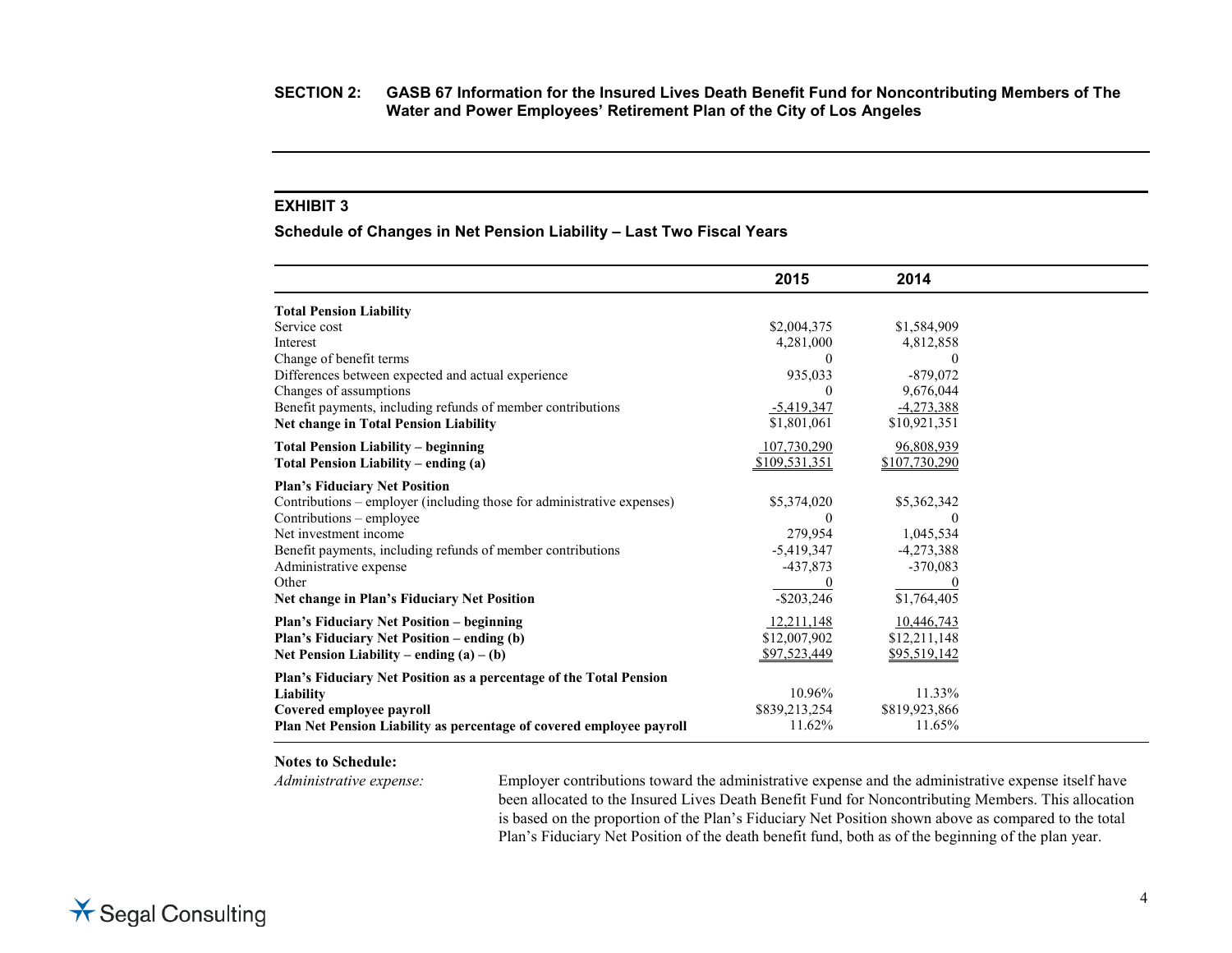## SECTION 2: GASB 67 Information for the Insured Lives Death Benefit Fund for Noncontributing Members of The Water and Power Employees' Retirement Plan of the City of Los Angeles

### EXHIBIT 3

**Schedule of Changes in Net Pension Liability – Last Two Fiscal Years**

| | 2015 | 2014 |
|---|---|---|
| **Total Pension Liability** | | |
| Service cost | $2,004,375 | $1,584,909 |
| Interest | 4,281,000 | 4,812,858 |
| Change of benefit terms | 0 | 0 |
| Differences between expected and actual experience | 935,033 | -879,072 |
| Changes of assumptions | 0 | 9,676,044 |
| Benefit payments, including refunds of member contributions | -5,419,347 | -4,273,388 |
| **Net change in Total Pension Liability** | $1,801,061 | $10,921,351 |
| **Total Pension Liability – beginning** | 107,730,290 | 96,808,939 |
| **Total Pension Liability – ending (a)** | $109,531,351 | $107,730,290 |
| **Plan's Fiduciary Net Position** | | |
| Contributions – employer (including those for administrative expenses) | $5,374,020 | $5,362,342 |
| Contributions – employee | 0 | 0 |
| Net investment income | 279,954 | 1,045,534 |
| Benefit payments, including refunds of member contributions | -5,419,347 | -4,273,388 |
| Administrative expense | -437,873 | -370,083 |
| Other | 0 | 0 |
| **Net change in Plan's Fiduciary Net Position** | -$203,246 | $1,764,405 |
| **Plan's Fiduciary Net Position – beginning** | 12,211,148 | 10,446,743 |
| **Plan's Fiduciary Net Position – ending (b)** | $12,007,902 | $12,211,148 |
| **Net Pension Liability – ending (a) – (b)** | $97,523,449 | $95,519,142 |
| **Plan's Fiduciary Net Position as a percentage of the Total Pension Liability** | 10.96% | 11.33% |
| **Covered employee payroll** | $839,213,254 | $819,923,866 |
| **Plan Net Pension Liability as percentage of covered employee payroll** | 11.62% | 11.65% |

**Notes to Schedule:**

*Administrative expense:* Employer contributions toward the administrative expense and the administrative expense itself have been allocated to the Insured Lives Death Benefit Fund for Noncontributing Members. This allocation is based on the proportion of the Plan's Fiduciary Net Position shown above as compared to the total Plan's Fiduciary Net Position of the death benefit fund, both as of the beginning of the plan year.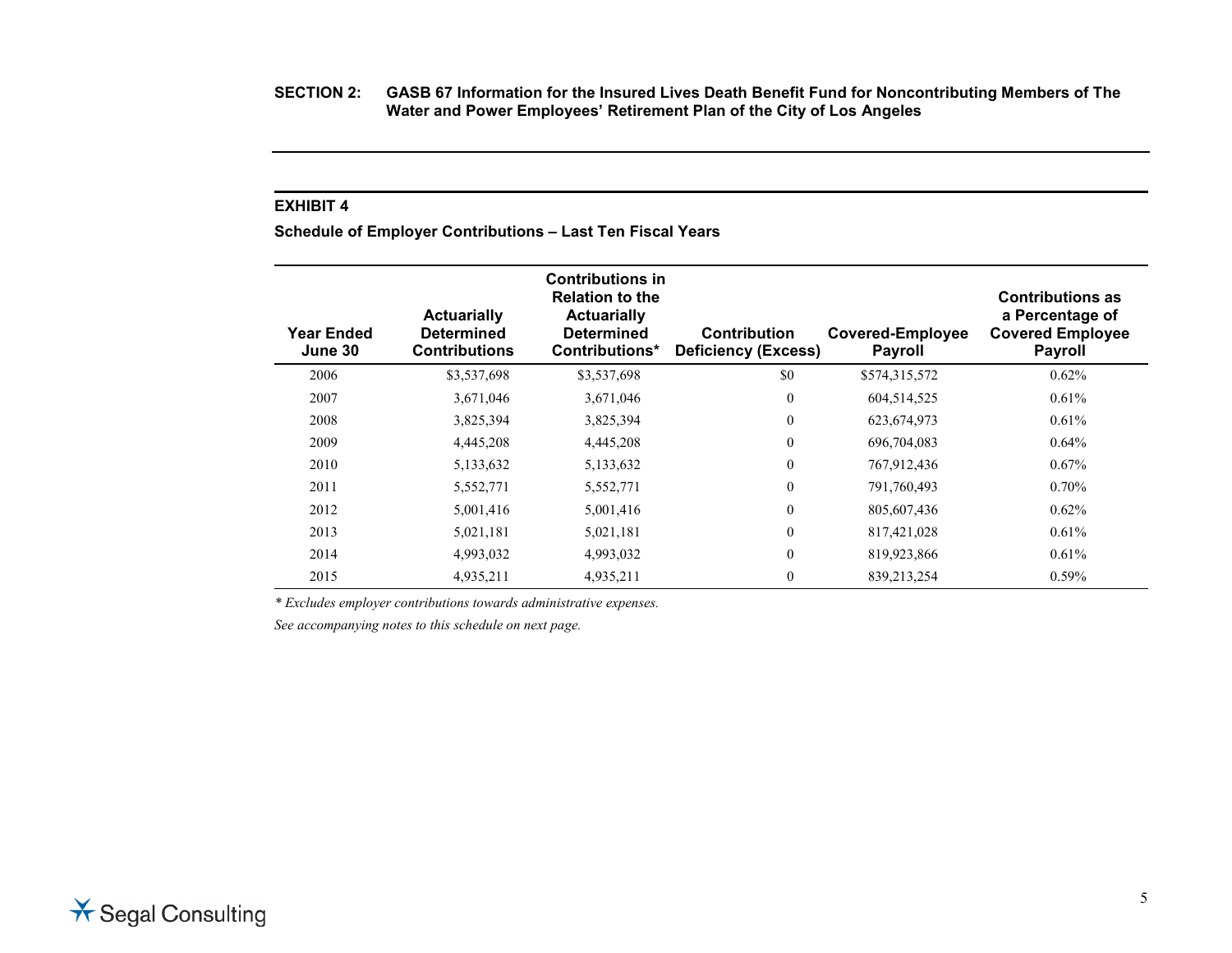**SECTION 2: GASB 67 Information for the Insured Lives Death Benefit Fund for Noncontributing Members of The Water and Power Employees' Retirement Plan of the City of Los Angeles**

**EXHIBIT 4**

**Schedule of Employer Contributions – Last Ten Fiscal Years**

| Year Ended June 30 | Actuarially Determined Contributions | Contributions in Relation to the Actuarially Determined Contributions* | Contribution Deficiency (Excess) | Covered-Employee Payroll | Contributions as a Percentage of Covered Employee Payroll |
|---|---|---|---|---|---|
| 2006 | $3,537,698 | $3,537,698 | $0 | $574,315,572 | 0.62% |
| 2007 | 3,671,046 | 3,671,046 | 0 | 604,514,525 | 0.61% |
| 2008 | 3,825,394 | 3,825,394 | 0 | 623,674,973 | 0.61% |
| 2009 | 4,445,208 | 4,445,208 | 0 | 696,704,083 | 0.64% |
| 2010 | 5,133,632 | 5,133,632 | 0 | 767,912,436 | 0.67% |
| 2011 | 5,552,771 | 5,552,771 | 0 | 791,760,493 | 0.70% |
| 2012 | 5,001,416 | 5,001,416 | 0 | 805,607,436 | 0.62% |
| 2013 | 5,021,181 | 5,021,181 | 0 | 817,421,028 | 0.61% |
| 2014 | 4,993,032 | 4,993,032 | 0 | 819,923,866 | 0.61% |
| 2015 | 4,935,211 | 4,935,211 | 0 | 839,213,254 | 0.59% |

*\* Excludes employer contributions towards administrative expenses.*

*See accompanying notes to this schedule on next page.*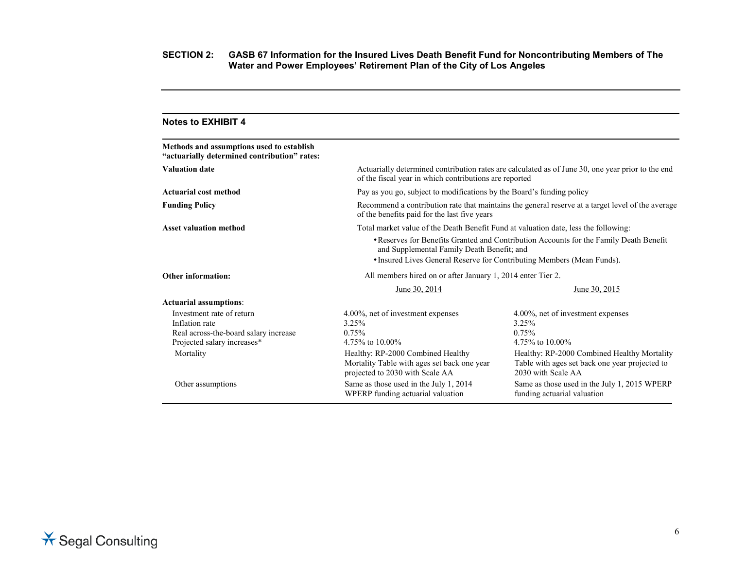## SECTION 2: GASB 67 Information for the Insured Lives Death Benefit Fund for Noncontributing Members of The Water and Power Employees' Retirement Plan of the City of Los Angeles

### Notes to EXHIBIT 4

**Methods and assumptions used to establish "actuarially determined contribution" rates:**

| | |
|---|---|
| **Valuation date** | Actuarially determined contribution rates are calculated as of June 30, one year prior to the end of the fiscal year in which contributions are reported |
| **Actuarial cost method** | Pay as you go, subject to modifications by the Board's funding policy |
| **Funding Policy** | Recommend a contribution rate that maintains the general reserve at a target level of the average of the benefits paid for the last five years |
| **Asset valuation method** | Total market value of the Death Benefit Fund at valuation date, less the following:<br>• Reserves for Benefits Granted and Contribution Accounts for the Family Death Benefit and Supplemental Family Death Benefit; and<br>• Insured Lives General Reserve for Contributing Members (Mean Funds). |
| **Other information:** | All members hired on or after January 1, 2014 enter Tier 2. |

| **Actuarial assumptions**: | June 30, 2014 | June 30, 2015 |
|---|---|---|
| Investment rate of return | 4.00%, net of investment expenses | 4.00%, net of investment expenses |
| Inflation rate | 3.25% | 3.25% |
| Real across-the-board salary increase | 0.75% | 0.75% |
| Projected salary increases* | 4.75% to 10.00% | 4.75% to 10.00% |
| Mortality | Healthy: RP-2000 Combined Healthy Mortality Table with ages set back one year projected to 2030 with Scale AA | Healthy: RP-2000 Combined Healthy Mortality Table with ages set back one year projected to 2030 with Scale AA |
| Other assumptions | Same as those used in the July 1, 2014 WPERP funding actuarial valuation | Same as those used in the July 1, 2015 WPERP funding actuarial valuation |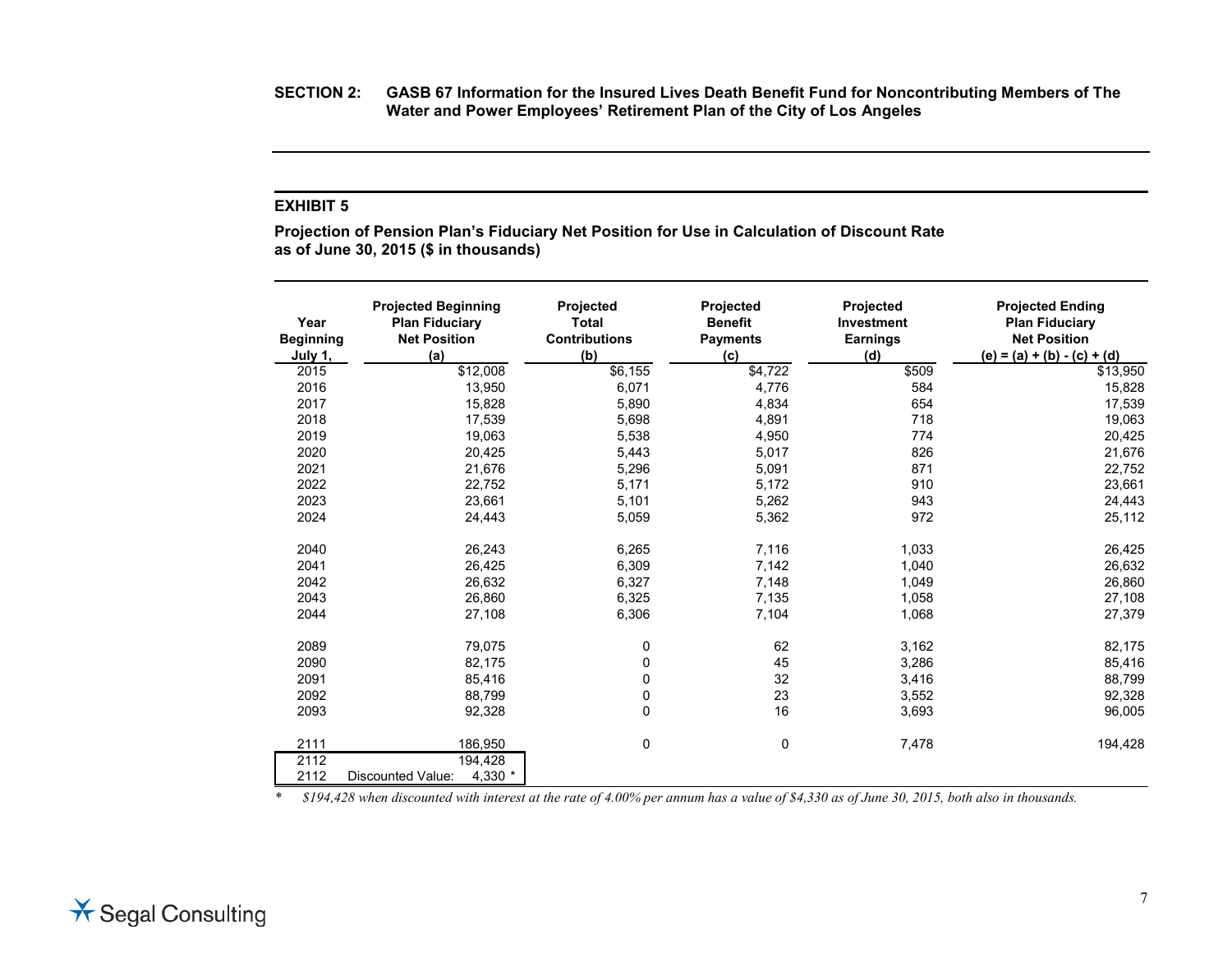**SECTION 2: GASB 67 Information for the Insured Lives Death Benefit Fund for Noncontributing Members of The Water and Power Employees' Retirement Plan of the City of Los Angeles**

**EXHIBIT 5**

**Projection of Pension Plan's Fiduciary Net Position for Use in Calculation of Discount Rate as of June 30, 2015 ($ in thousands)**

| Year Beginning July 1, | Projected Beginning Plan Fiduciary Net Position (a) | Projected Total Contributions (b) | Projected Benefit Payments (c) | Projected Investment Earnings (d) | Projected Ending Plan Fiduciary Net Position (e) = (a) + (b) - (c) + (d) |
|---|---|---|---|---|---|
| 2015 | $12,008 | $6,155 | $4,722 | $509 | $13,950 |
| 2016 | 13,950 | 6,071 | 4,776 | 584 | 15,828 |
| 2017 | 15,828 | 5,890 | 4,834 | 654 | 17,539 |
| 2018 | 17,539 | 5,698 | 4,891 | 718 | 19,063 |
| 2019 | 19,063 | 5,538 | 4,950 | 774 | 20,425 |
| 2020 | 20,425 | 5,443 | 5,017 | 826 | 21,676 |
| 2021 | 21,676 | 5,296 | 5,091 | 871 | 22,752 |
| 2022 | 22,752 | 5,171 | 5,172 | 910 | 23,661 |
| 2023 | 23,661 | 5,101 | 5,262 | 943 | 24,443 |
| 2024 | 24,443 | 5,059 | 5,362 | 972 | 25,112 |
| | | | | | |
| 2040 | 26,243 | 6,265 | 7,116 | 1,033 | 26,425 |
| 2041 | 26,425 | 6,309 | 7,142 | 1,040 | 26,632 |
| 2042 | 26,632 | 6,327 | 7,148 | 1,049 | 26,860 |
| 2043 | 26,860 | 6,325 | 7,135 | 1,058 | 27,108 |
| 2044 | 27,108 | 6,306 | 7,104 | 1,068 | 27,379 |
| | | | | | |
| 2089 | 79,075 | 0 | 62 | 3,162 | 82,175 |
| 2090 | 82,175 | 0 | 45 | 3,286 | 85,416 |
| 2091 | 85,416 | 0 | 32 | 3,416 | 88,799 |
| 2092 | 88,799 | 0 | 23 | 3,552 | 92,328 |
| 2093 | 92,328 | 0 | 16 | 3,693 | 96,005 |
| | | | | | |
| 2111 | 186,950 | 0 | 0 | 7,478 | 194,428 |
| 2112 | 194,428 | | | | |
| 2112 | Discounted Value: 4,330 * | | | | |

\* *$194,428 when discounted with interest at the rate of 4.00% per annum has a value of $4,330 as of June 30, 2015, both also in thousands.*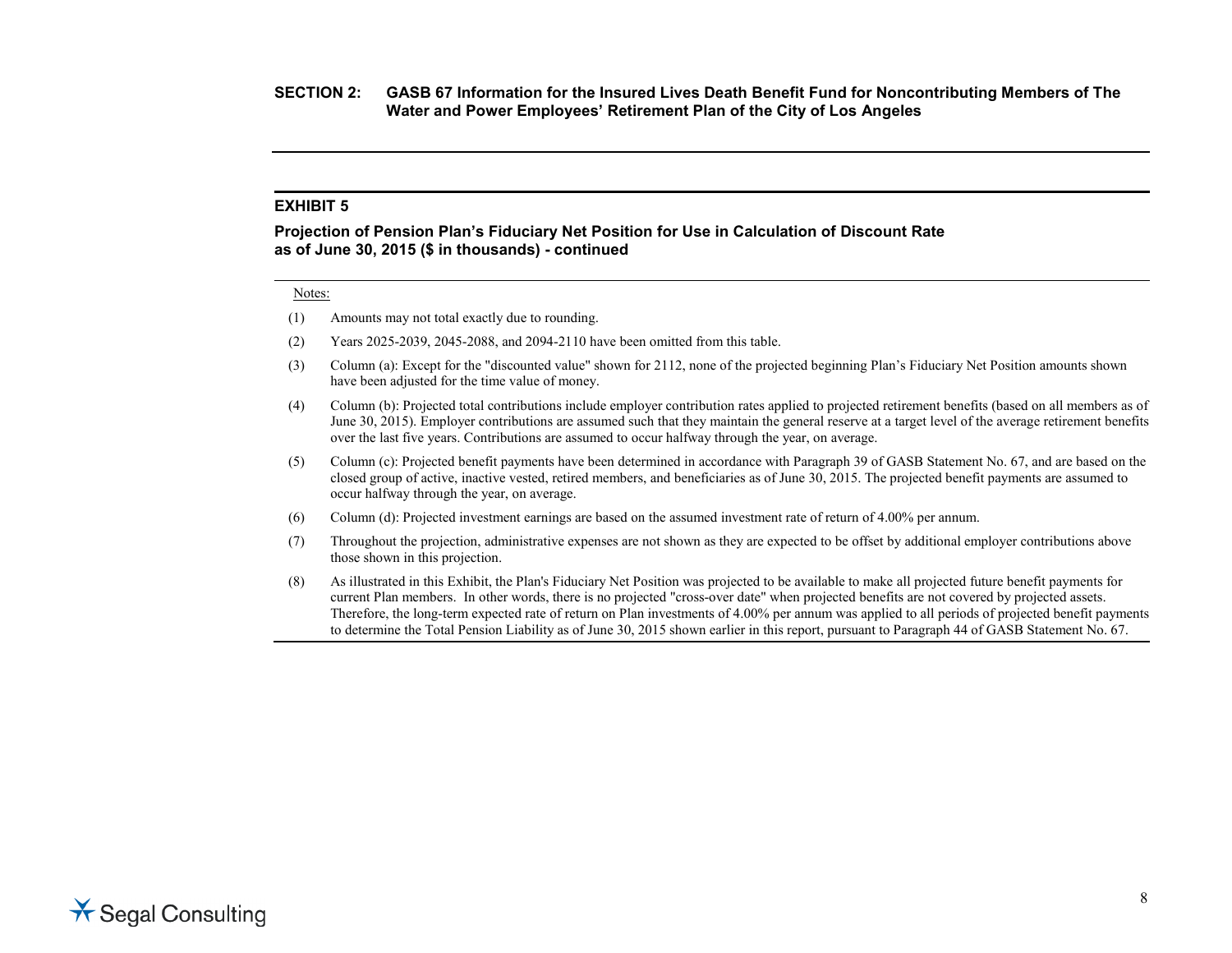## SECTION 2: GASB 67 Information for the Insured Lives Death Benefit Fund for Noncontributing Members of The Water and Power Employees' Retirement Plan of the City of Los Angeles

### EXHIBIT 5

**Projection of Pension Plan's Fiduciary Net Position for Use in Calculation of Discount Rate as of June 30, 2015 ($ in thousands) - continued**

Notes:

(1) Amounts may not total exactly due to rounding.

(2) Years 2025-2039, 2045-2088, and 2094-2110 have been omitted from this table.

(3) Column (a): Except for the "discounted value" shown for 2112, none of the projected beginning Plan's Fiduciary Net Position amounts shown have been adjusted for the time value of money.

(4) Column (b): Projected total contributions include employer contribution rates applied to projected retirement benefits (based on all members as of June 30, 2015). Employer contributions are assumed such that they maintain the general reserve at a target level of the average retirement benefits over the last five years. Contributions are assumed to occur halfway through the year, on average.

(5) Column (c): Projected benefit payments have been determined in accordance with Paragraph 39 of GASB Statement No. 67, and are based on the closed group of active, inactive vested, retired members, and beneficiaries as of June 30, 2015. The projected benefit payments are assumed to occur halfway through the year, on average.

(6) Column (d): Projected investment earnings are based on the assumed investment rate of return of 4.00% per annum.

(7) Throughout the projection, administrative expenses are not shown as they are expected to be offset by additional employer contributions above those shown in this projection.

(8) As illustrated in this Exhibit, the Plan's Fiduciary Net Position was projected to be available to make all projected future benefit payments for current Plan members. In other words, there is no projected "cross-over date" when projected benefits are not covered by projected assets. Therefore, the long-term expected rate of return on Plan investments of 4.00% per annum was applied to all periods of projected benefit payments to determine the Total Pension Liability as of June 30, 2015 shown earlier in this report, pursuant to Paragraph 44 of GASB Statement No. 67.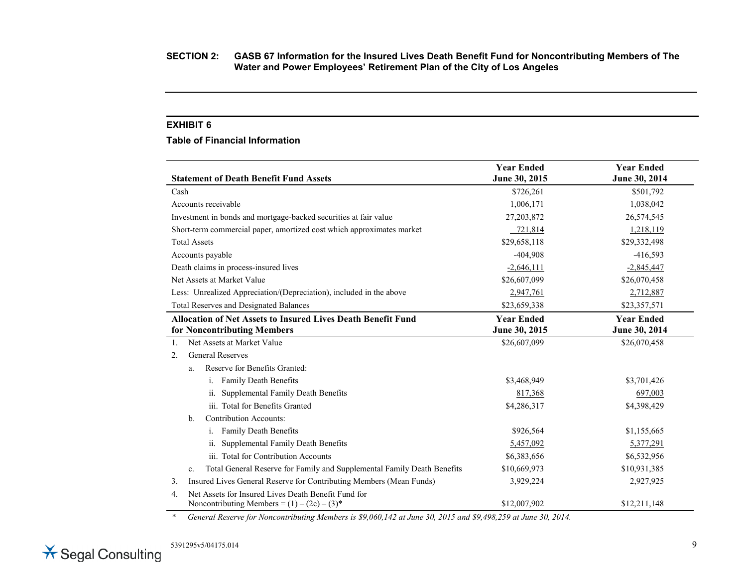**SECTION 2: GASB 67 Information for the Insured Lives Death Benefit Fund for Noncontributing Members of The Water and Power Employees' Retirement Plan of the City of Los Angeles**

## EXHIBIT 6

### Table of Financial Information

| Statement of Death Benefit Fund Assets | Year Ended June 30, 2015 | Year Ended June 30, 2014 |
|---|---|---|
| Cash | $726,261 | $501,792 |
| Accounts receivable | 1,006,171 | 1,038,042 |
| Investment in bonds and mortgage-backed securities at fair value | 27,203,872 | 26,574,545 |
| Short-term commercial paper, amortized cost which approximates market | 721,814 | 1,218,119 |
| Total Assets | $29,658,118 | $29,332,498 |
| Accounts payable | -404,908 | -416,593 |
| Death claims in process-insured lives | -2,646,111 | -2,845,447 |
| Net Assets at Market Value | $26,607,099 | $26,070,458 |
| Less: Unrealized Appreciation/(Depreciation), included in the above | 2,947,761 | 2,712,887 |
| Total Reserves and Designated Balances | $23,659,338 | $23,357,571 |
| **Allocation of Net Assets to Insured Lives Death Benefit Fund for Noncontributing Members** | **Year Ended June 30, 2015** | **Year Ended June 30, 2014** |
| 1. Net Assets at Market Value | $26,607,099 | $26,070,458 |
| 2. General Reserves | | |
| a. Reserve for Benefits Granted: | | |
| i. Family Death Benefits | $3,468,949 | $3,701,426 |
| ii. Supplemental Family Death Benefits | 817,368 | 697,003 |
| iii. Total for Benefits Granted | $4,286,317 | $4,398,429 |
| b. Contribution Accounts: | | |
| i. Family Death Benefits | $926,564 | $1,155,665 |
| ii. Supplemental Family Death Benefits | 5,457,092 | 5,377,291 |
| iii. Total for Contribution Accounts | $6,383,656 | $6,532,956 |
| c. Total General Reserve for Family and Supplemental Family Death Benefits | $10,669,973 | $10,931,385 |
| 3. Insured Lives General Reserve for Contributing Members (Mean Funds) | 3,929,224 | 2,927,925 |
| 4. Net Assets for Insured Lives Death Benefit Fund for Noncontributing Members = (1) – (2c) – (3)* | $12,007,902 | $12,211,148 |

\* *General Reserve for Noncontributing Members is $9,060,142 at June 30, 2015 and $9,498,259 at June 30, 2014.*

5391295v5/04175.014